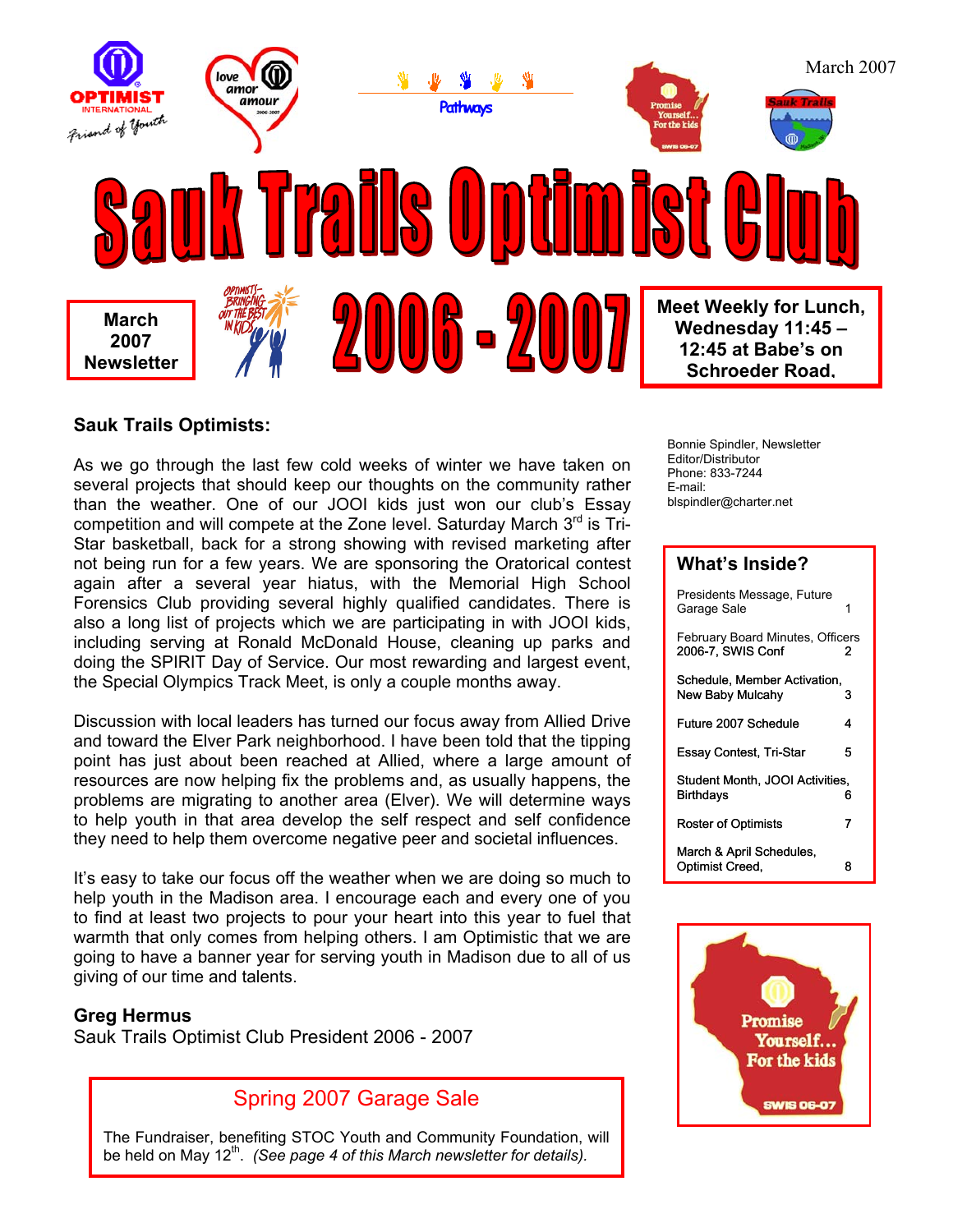March 2007

# Sauk Trails Optimist Club

**March 2007 Newsletter**

# 2006 - 2007

**Meet Weekly for Lunch, Wednesday 11:45 – 12:45 at Babe's on Schroeder Road.**

Bonnie Spindler, Newsletter Editor/Distributor
Phone: 833-7244
E-mail:
blspindler@charter.net

## What's Inside?

| | |
|---|---|
| Presidents Message, Future Garage Sale | 1 |
| February Board Minutes, Officers 2006-7, SWIS Conf | 2 |
| Schedule, Member Activation, New Baby Mulcahy | 3 |
| Future 2007 Schedule | 4 |
| Essay Contest, Tri-Star | 5 |
| Student Month, JOOI Activities, Birthdays | 6 |
| Roster of Optimists | 7 |
| March & April Schedules, Optimist Creed, | 8 |

### Sauk Trails Optimists:

As we go through the last few cold weeks of winter we have taken on several projects that should keep our thoughts on the community rather than the weather. One of our JOOI kids just won our club's Essay competition and will compete at the Zone level. Saturday March 3rd is Tri-Star basketball, back for a strong showing with revised marketing after not being run for a few years. We are sponsoring the Oratorical contest again after a several year hiatus, with the Memorial High School Forensics Club providing several highly qualified candidates. There is also a long list of projects which we are participating in with JOOI kids, including serving at Ronald McDonald House, cleaning up parks and doing the SPIRIT Day of Service. Our most rewarding and largest event, the Special Olympics Track Meet, is only a couple months away.

Discussion with local leaders has turned our focus away from Allied Drive and toward the Elver Park neighborhood. I have been told that the tipping point has just about been reached at Allied, where a large amount of resources are now helping fix the problems and, as usually happens, the problems are migrating to another area (Elver). We will determine ways to help youth in that area develop the self respect and self confidence they need to help them overcome negative peer and societal influences.

It's easy to take our focus off the weather when we are doing so much to help youth in the Madison area. I encourage each and every one of you to find at least two projects to pour your heart into this year to fuel that warmth that only comes from helping others. I am Optimistic that we are going to have a banner year for serving youth in Madison due to all of us giving of our time and talents.

**Greg Hermus**
Sauk Trails Optimist Club President 2006 - 2007

### Spring 2007 Garage Sale

The Fundraiser, benefiting STOC Youth and Community Foundation, will be held on May 12th. *(See page 4 of this March newsletter for details).*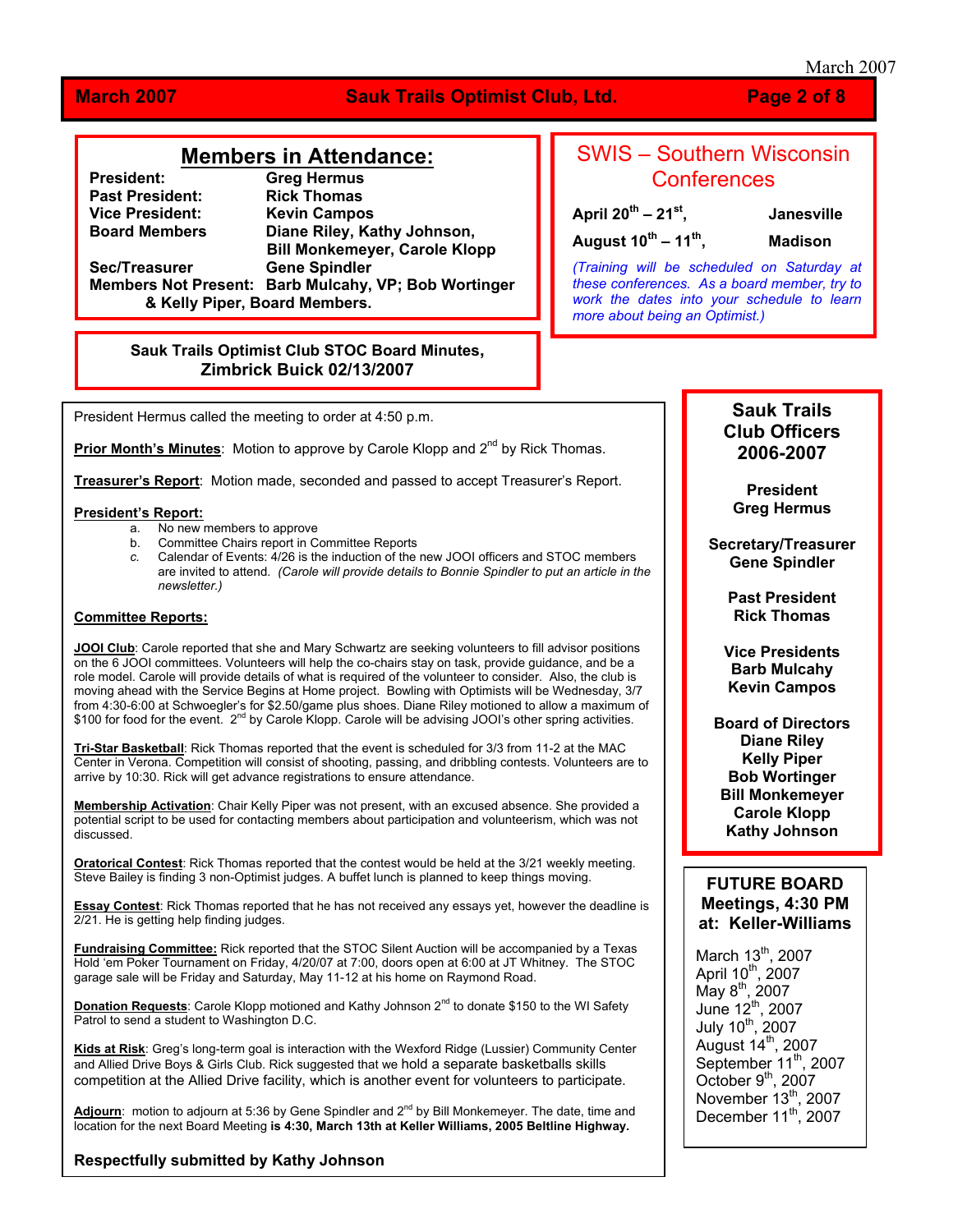## Members in Attendance:

**President:** Greg Hermus
**Past President:** Rick Thomas
**Vice President:** Kevin Campos
**Board Members** Diane Riley, Kathy Johnson, Bill Monkemeyer, Carole Klopp
**Sec/Treasurer** Gene Spindler
**Members Not Present:** Barb Mulcahy, VP; Bob Wortinger & Kelly Piper, Board Members.

## SWIS – Southern Wisconsin Conferences

**April 20th – 21st,** **Janesville**

**August 10th – 11th,** **Madison**

*(Training will be scheduled on Saturday at these conferences. As a board member, try to work the dates into your schedule to learn more about being an Optimist.)*

## Sauk Trails Optimist Club STOC Board Minutes, Zimbrick Buick 02/13/2007

President Hermus called the meeting to order at 4:50 p.m.

**Prior Month's Minutes**: Motion to approve by Carole Klopp and 2nd by Rick Thomas.

**Treasurer's Report**: Motion made, seconded and passed to accept Treasurer's Report.

**President's Report:**

a. No new members to approve
b. Committee Chairs report in Committee Reports
c. Calendar of Events: 4/26 is the induction of the new JOOI officers and STOC members are invited to attend. *(Carole will provide details to Bonnie Spindler to put an article in the newsletter.)*

**Committee Reports:**

**JOOI Club**: Carole reported that she and Mary Schwartz are seeking volunteers to fill advisor positions on the 6 JOOI committees. Volunteers will help the co-chairs stay on task, provide guidance, and be a role model. Carole will provide details of what is required of the volunteer to consider. Also, the club is moving ahead with the Service Begins at Home project. Bowling with Optimists will be Wednesday, 3/7 from 4:30-6:00 at Schwoegler's for $2.50/game plus shoes. Diane Riley motioned to allow a maximum of $100 for food for the event. 2nd by Carole Klopp. Carole will be advising JOOI's other spring activities.

**Tri-Star Basketball**: Rick Thomas reported that the event is scheduled for 3/3 from 11-2 at the MAC Center in Verona. Competition will consist of shooting, passing, and dribbling contests. Volunteers are to arrive by 10:30. Rick will get advance registrations to ensure attendance.

**Membership Activation**: Chair Kelly Piper was not present, with an excused absence. She provided a potential script to be used for contacting members about participation and volunteerism, which was not discussed.

**Oratorical Contest**: Rick Thomas reported that the contest would be held at the 3/21 weekly meeting. Steve Bailey is finding 3 non-Optimist judges. A buffet lunch is planned to keep things moving.

**Essay Contest**: Rick Thomas reported that he has not received any essays yet, however the deadline is 2/21. He is getting help finding judges.

**Fundraising Committee:** Rick reported that the STOC Silent Auction will be accompanied by a Texas Hold 'em Poker Tournament on Friday, 4/20/07 at 7:00, doors open at 6:00 at JT Whitney. The STOC garage sale will be Friday and Saturday, May 11-12 at his home on Raymond Road.

**Donation Requests**: Carole Klopp motioned and Kathy Johnson 2nd to donate $150 to the WI Safety Patrol to send a student to Washington D.C.

**Kids at Risk**: Greg's long-term goal is interaction with the Wexford Ridge (Lussier) Community Center and Allied Drive Boys & Girls Club. Rick suggested that we hold a separate basketballs skills competition at the Allied Drive facility, which is another event for volunteers to participate.

**Adjourn**: motion to adjourn at 5:36 by Gene Spindler and 2nd by Bill Monkemeyer. The date, time and location for the next Board Meeting **is 4:30, March 13th at Keller Williams, 2005 Beltline Highway.**

**Respectfully submitted by Kathy Johnson**

## Sauk Trails Club Officers 2006-2007

**President**
Greg Hermus

**Secretary/Treasurer**
Gene Spindler

**Past President**
Rick Thomas

**Vice Presidents**
Barb Mulcahy
Kevin Campos

**Board of Directors**
Diane Riley
Kelly Piper
Bob Wortinger
Bill Monkemeyer
Carole Klopp
Kathy Johnson

## FUTURE BOARD Meetings, 4:30 PM at: Keller-Williams

March 13th, 2007
April 10th, 2007
May 8th, 2007
June 12th, 2007
July 10th, 2007
August 14th, 2007
September 11th, 2007
October 9th, 2007
November 13th, 2007
December 11th, 2007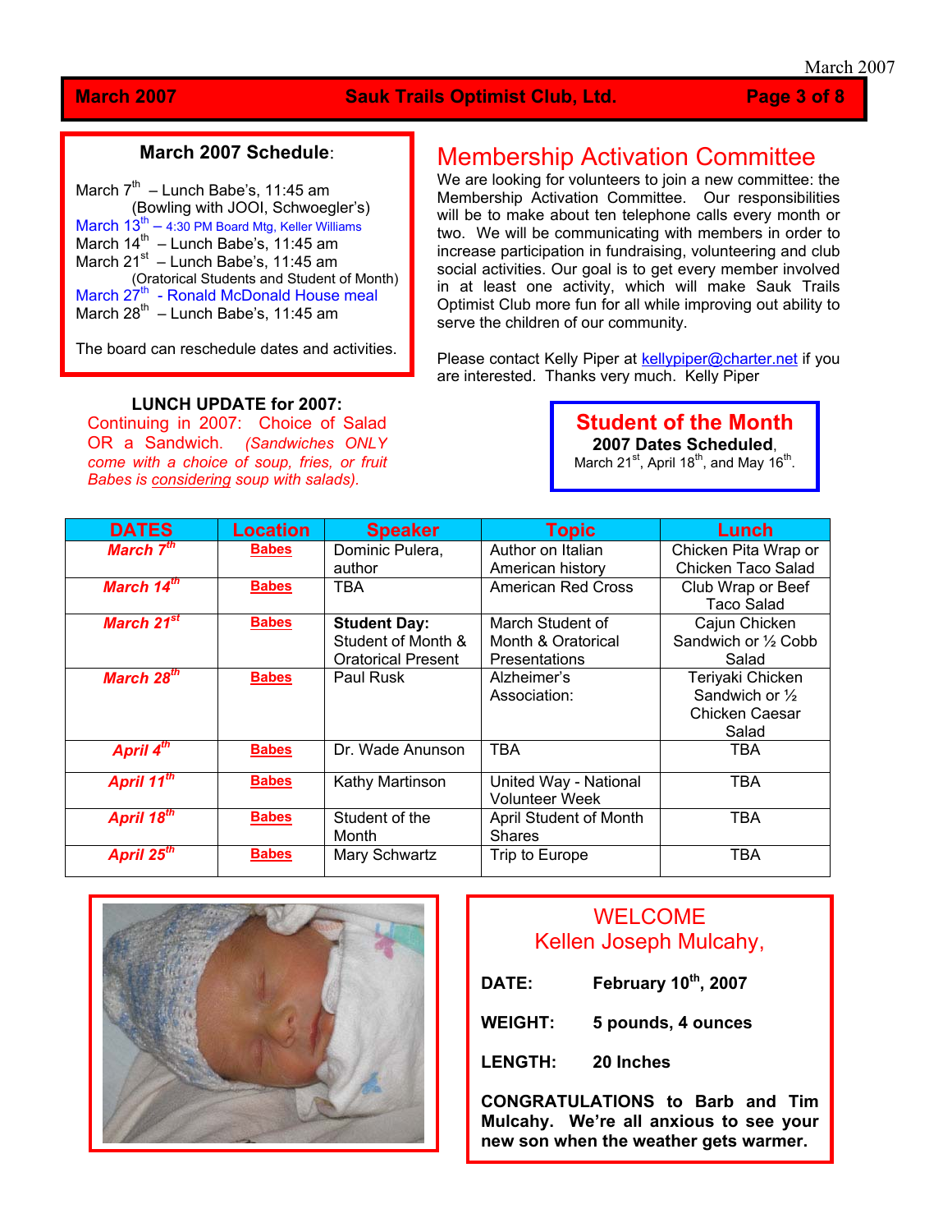## March 2007 Schedule:

March 7th – Lunch Babe's, 11:45 am
(Bowling with JOOI, Schwoegler's)
March 13th – 4:30 PM Board Mtg, Keller Williams
March 14th – Lunch Babe's, 11:45 am
March 21st – Lunch Babe's, 11:45 am
(Oratorical Students and Student of Month)
March 27th - Ronald McDonald House meal
March 28th – Lunch Babe's, 11:45 am

The board can reschedule dates and activities.

## Membership Activation Committee

We are looking for volunteers to join a new committee: the Membership Activation Committee. Our responsibilities will be to make about ten telephone calls every month or two. We will be communicating with members in order to increase participation in fundraising, volunteering and club social activities. Our goal is to get every member involved in at least one activity, which will make Sauk Trails Optimist Club more fun for all while improving out ability to serve the children of our community.

Please contact Kelly Piper at kellypiper@charter.net if you are interested. Thanks very much. Kelly Piper

**LUNCH UPDATE for 2007:**

Continuing in 2007: Choice of Salad OR a Sandwich. *(Sandwiches ONLY come with a choice of soup, fries, or fruit Babes is considering soup with salads).*

## Student of the Month

**2007 Dates Scheduled**, March 21st, April 18th, and May 16th.

| DATES | Location | Speaker | Topic | Lunch |
|---|---|---|---|---|
| *March 7th* | Babes | Dominic Pulera, author | Author on Italian American history | Chicken Pita Wrap or Chicken Taco Salad |
| *March 14th* | Babes | TBA | American Red Cross | Club Wrap or Beef Taco Salad |
| *March 21st* | Babes | **Student Day:** Student of Month & Oratorical Present | March Student of Month & Oratorical Presentations | Cajun Chicken Sandwich or ½ Cobb Salad |
| *March 28th* | Babes | Paul Rusk | Alzheimer's Association: | Teriyaki Chicken Sandwich or ½ Chicken Caesar Salad |
| *April 4th* | Babes | Dr. Wade Anunson | TBA | TBA |
| *April 11th* | Babes | Kathy Martinson | United Way - National Volunteer Week | TBA |
| *April 18th* | Babes | Student of the Month | April Student of Month Shares | TBA |
| *April 25th* | Babes | Mary Schwartz | Trip to Europe | TBA |

## WELCOME
## Kellen Joseph Mulcahy,

**DATE:** February 10th, 2007

**WEIGHT:** 5 pounds, 4 ounces

**LENGTH:** 20 Inches

**CONGRATULATIONS to Barb and Tim Mulcahy. We're all anxious to see your new son when the weather gets warmer.**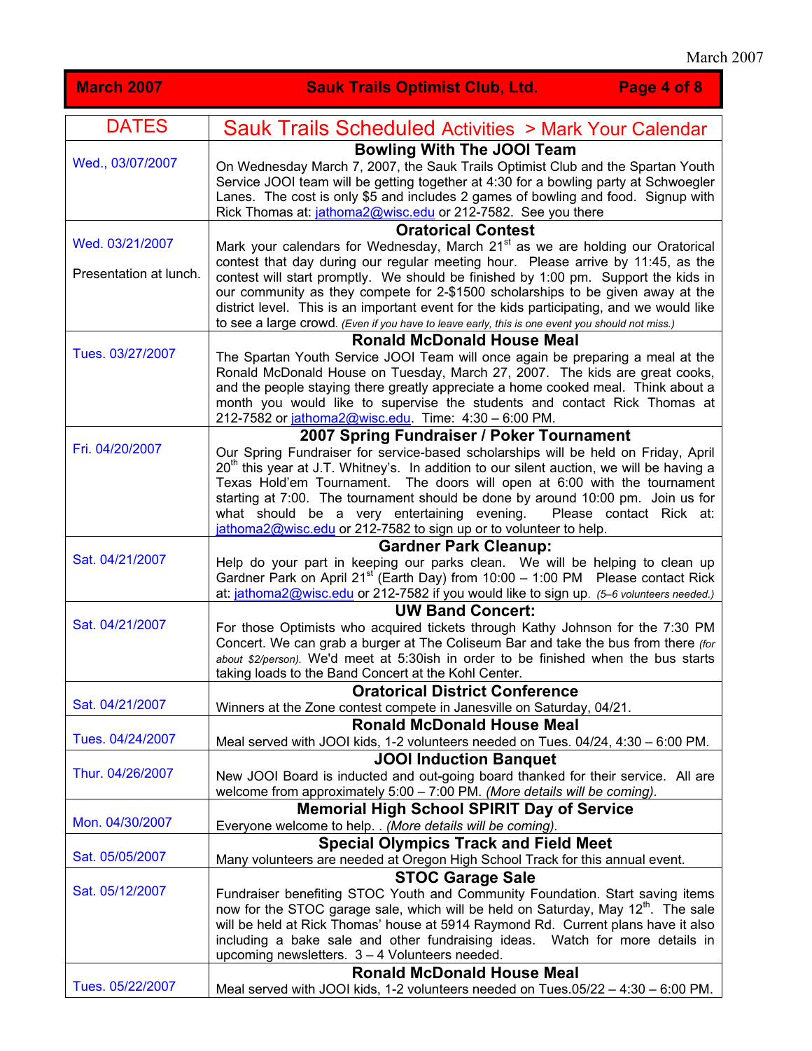| DATES | Sauk Trails Scheduled Activities > Mark Your Calendar |
|---|---|
| Wed., 03/07/2007 | **Bowling With The JOOI Team**<br>On Wednesday March 7, 2007, the Sauk Trails Optimist Club and the Spartan Youth Service JOOI team will be getting together at 4:30 for a bowling party at Schwoegler Lanes. The cost is only $5 and includes 2 games of bowling and food. Signup with Rick Thomas at: jathoma2@wisc.edu or 212-7582. See you there |
| Wed. 03/21/2007<br><br>Presentation at lunch. | **Oratorical Contest**<br>Mark your calendars for Wednesday, March 21st as we are holding our Oratorical contest that day during our regular meeting hour. Please arrive by 11:45, as the contest will start promptly. We should be finished by 1:00 pm. Support the kids in our community as they compete for 2-$1500 scholarships to be given away at the district level. This is an important event for the kids participating, and we would like to see a large crowd. *(Even if you have to leave early, this is one event you should not miss.)* |
| Tues. 03/27/2007 | **Ronald McDonald House Meal**<br>The Spartan Youth Service JOOI Team will once again be preparing a meal at the Ronald McDonald House on Tuesday, March 27, 2007. The kids are great cooks, and the people staying there greatly appreciate a home cooked meal. Think about a month you would like to supervise the students and contact Rick Thomas at 212-7582 or jathoma2@wisc.edu. Time: 4:30 – 6:00 PM. |
| Fri. 04/20/2007 | **2007 Spring Fundraiser / Poker Tournament**<br>Our Spring Fundraiser for service-based scholarships will be held on Friday, April 20th this year at J.T. Whitney's. In addition to our silent auction, we will be having a Texas Hold'em Tournament. The doors will open at 6:00 with the tournament starting at 7:00. The tournament should be done by around 10:00 pm. Join us for what should be a very entertaining evening. Please contact Rick at: jathoma2@wisc.edu or 212-7582 to sign up or to volunteer to help. |
| Sat. 04/21/2007 | **Gardner Park Cleanup:**<br>Help do your part in keeping our parks clean. We will be helping to clean up Gardner Park on April 21st (Earth Day) from 10:00 – 1:00 PM Please contact Rick at: jathoma2@wisc.edu or 212-7582 if you would like to sign up. *(5–6 volunteers needed.)* |
| Sat. 04/21/2007 | **UW Band Concert:**<br>For those Optimists who acquired tickets through Kathy Johnson for the 7:30 PM Concert. We can grab a burger at The Coliseum Bar and take the bus from there *(for about $2/person)*. We'd meet at 5:30ish in order to be finished when the bus starts taking loads to the Band Concert at the Kohl Center. |
| Sat. 04/21/2007 | **Oratorical District Conference**<br>Winners at the Zone contest compete in Janesville on Saturday, 04/21. |
| Tues. 04/24/2007 | **Ronald McDonald House Meal**<br>Meal served with JOOI kids, 1-2 volunteers needed on Tues. 04/24, 4:30 – 6:00 PM. |
| Thur. 04/26/2007 | **JOOI Induction Banquet**<br>New JOOI Board is inducted and out-going board thanked for their service. All are welcome from approximately 5:00 – 7:00 PM. *(More details will be coming).* |
| Mon. 04/30/2007 | **Memorial High School SPIRIT Day of Service**<br>Everyone welcome to help. . *(More details will be coming).* |
| Sat. 05/05/2007 | **Special Olympics Track and Field Meet**<br>Many volunteers are needed at Oregon High School Track for this annual event. |
| Sat. 05/12/2007 | **STOC Garage Sale**<br>Fundraiser benefiting STOC Youth and Community Foundation. Start saving items now for the STOC garage sale, which will be held on Saturday, May 12th. The sale will be held at Rick Thomas' house at 5914 Raymond Rd. Current plans have it also including a bake sale and other fundraising ideas. Watch for more details in upcoming newsletters. 3 – 4 Volunteers needed. |
| Tues. 05/22/2007 | **Ronald McDonald House Meal**<br>Meal served with JOOI kids, 1-2 volunteers needed on Tues.05/22 – 4:30 – 6:00 PM. |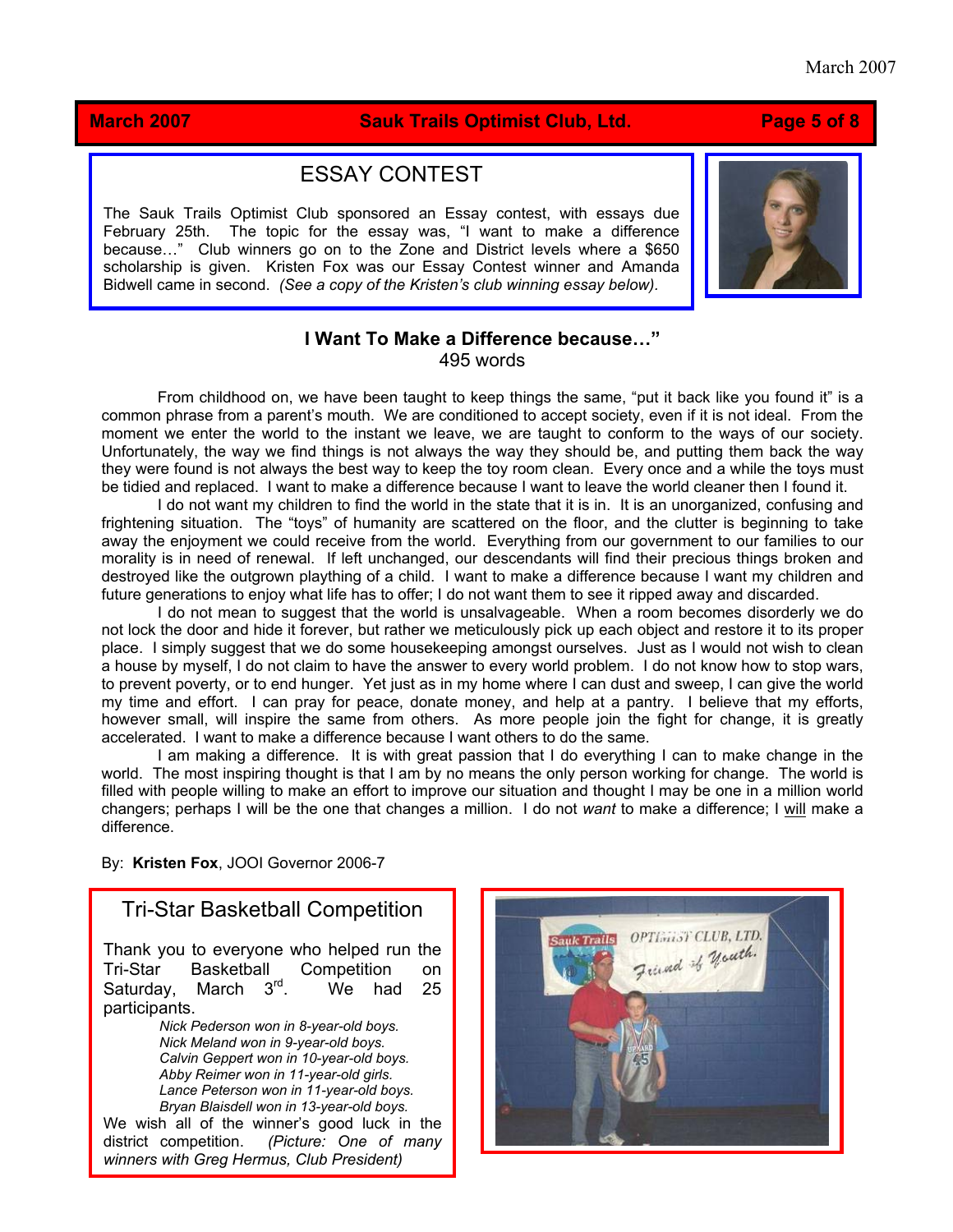## ESSAY CONTEST

The Sauk Trails Optimist Club sponsored an Essay contest, with essays due February 25th. The topic for the essay was, "I want to make a difference because…" Club winners go on to the Zone and District levels where a $650 scholarship is given. Kristen Fox was our Essay Contest winner and Amanda Bidwell came in second. *(See a copy of the Kristen's club winning essay below).*

### I Want To Make a Difference because…"

495 words

From childhood on, we have been taught to keep things the same, "put it back like you found it" is a common phrase from a parent's mouth. We are conditioned to accept society, even if it is not ideal. From the moment we enter the world to the instant we leave, we are taught to conform to the ways of our society. Unfortunately, the way we find things is not always the way they should be, and putting them back the way they were found is not always the best way to keep the toy room clean. Every once and a while the toys must be tidied and replaced. I want to make a difference because I want to leave the world cleaner then I found it.

I do not want my children to find the world in the state that it is in. It is an unorganized, confusing and frightening situation. The "toys" of humanity are scattered on the floor, and the clutter is beginning to take away the enjoyment we could receive from the world. Everything from our government to our families to our morality is in need of renewal. If left unchanged, our descendants will find their precious things broken and destroyed like the outgrown plaything of a child. I want to make a difference because I want my children and future generations to enjoy what life has to offer; I do not want them to see it ripped away and discarded.

I do not mean to suggest that the world is unsalvageable. When a room becomes disorderly we do not lock the door and hide it forever, but rather we meticulously pick up each object and restore it to its proper place. I simply suggest that we do some housekeeping amongst ourselves. Just as I would not wish to clean a house by myself, I do not claim to have the answer to every world problem. I do not know how to stop wars, to prevent poverty, or to end hunger. Yet just as in my home where I can dust and sweep, I can give the world my time and effort. I can pray for peace, donate money, and help at a pantry. I believe that my efforts, however small, will inspire the same from others. As more people join the fight for change, it is greatly accelerated. I want to make a difference because I want others to do the same.

I am making a difference. It is with great passion that I do everything I can to make change in the world. The most inspiring thought is that I am by no means the only person working for change. The world is filled with people willing to make an effort to improve our situation and thought I may be one in a million world changers; perhaps I will be the one that changes a million. I do not *want* to make a difference; I <u>will</u> make a difference.

By: **Kristen Fox**, JOOI Governor 2006-7

## Tri-Star Basketball Competition

Thank you to everyone who helped run the Tri-Star Basketball Competition on Saturday, March 3rd. We had 25 participants.

*Nick Pederson won in 8-year-old boys.*
*Nick Meland won in 9-year-old boys.*
*Calvin Geppert won in 10-year-old boys.*
*Abby Reimer won in 11-year-old girls.*
*Lance Peterson won in 11-year-old boys.*
*Bryan Blaisdell won in 13-year-old boys.*

We wish all of the winner's good luck in the district competition. *(Picture: One of many winners with Greg Hermus, Club President)*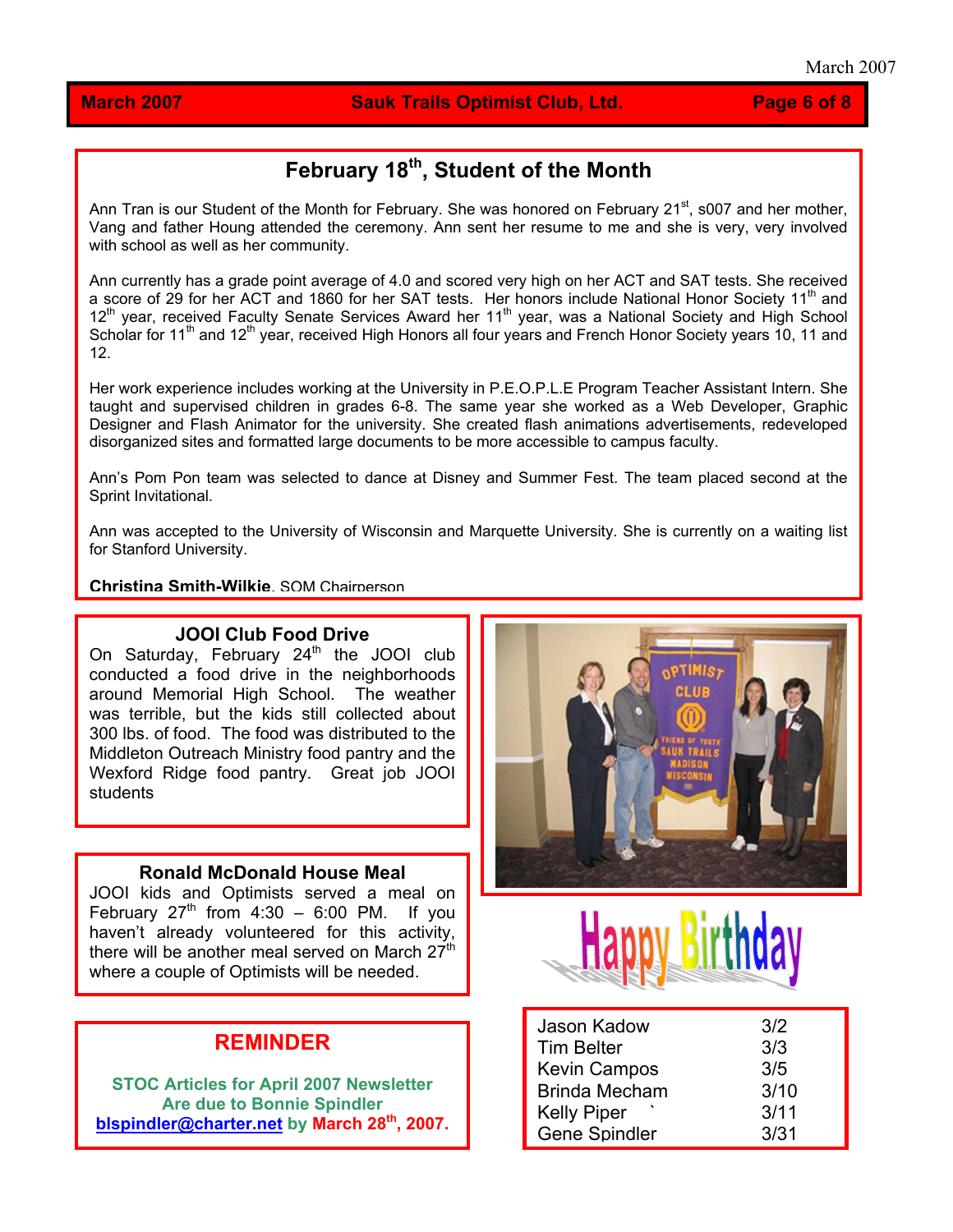## February 18th, Student of the Month

Ann Tran is our Student of the Month for February. She was honored on February 21st, s007 and her mother, Vang and father Houng attended the ceremony. Ann sent her resume to me and she is very, very involved with school as well as her community.

Ann currently has a grade point average of 4.0 and scored very high on her ACT and SAT tests. She received a score of 29 for her ACT and 1860 for her SAT tests. Her honors include National Honor Society 11th and 12th year, received Faculty Senate Services Award her 11th year, was a National Society and High School Scholar for 11th and 12th year, received High Honors all four years and French Honor Society years 10, 11 and 12.

Her work experience includes working at the University in P.E.O.P.L.E Program Teacher Assistant Intern. She taught and supervised children in grades 6-8. The same year she worked as a Web Developer, Graphic Designer and Flash Animator for the university. She created flash animations advertisements, redeveloped disorganized sites and formatted large documents to be more accessible to campus faculty.

Ann's Pom Pon team was selected to dance at Disney and Summer Fest. The team placed second at the Sprint Invitational.

Ann was accepted to the University of Wisconsin and Marquette University. She is currently on a waiting list for Stanford University.

**Christina Smith-Wilkie**, SOM Chairperson

### JOOI Club Food Drive

On Saturday, February 24th the JOOI club conducted a food drive in the neighborhoods around Memorial High School. The weather was terrible, but the kids still collected about 300 lbs. of food. The food was distributed to the Middleton Outreach Ministry food pantry and the Wexford Ridge food pantry. Great job JOOI students

### Ronald McDonald House Meal

JOOI kids and Optimists served a meal on February 27th from 4:30 – 6:00 PM. If you haven't already volunteered for this activity, there will be another meal served on March 27th where a couple of Optimists will be needed.

### REMINDER

**STOC Articles for April 2007 Newsletter Are due to Bonnie Spindler blspindler@charter.net by March 28th, 2007.**

## Happy Birthday

| | |
|---|---|
| Jason Kadow | 3/2 |
| Tim Belter | 3/3 |
| Kevin Campos | 3/5 |
| Brinda Mecham | 3/10 |
| Kelly Piper | 3/11 |
| Gene Spindler | 3/31 |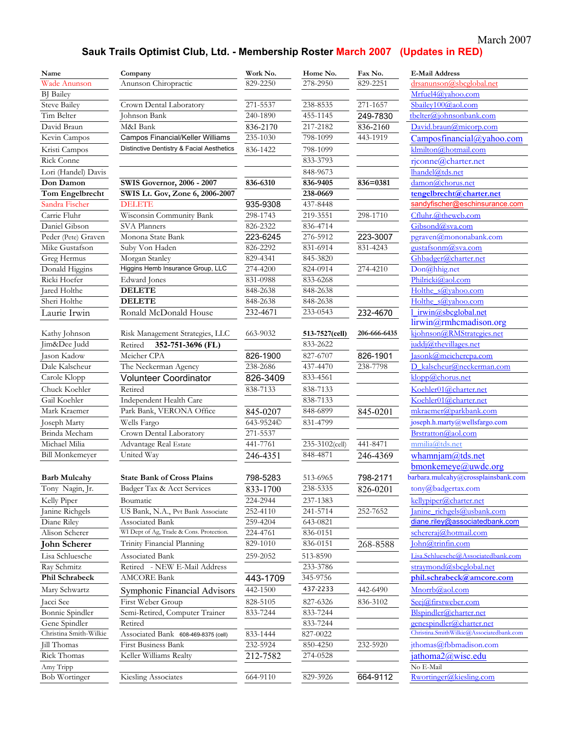March 2007

## Sauk Trails Optimist Club, Ltd. - Membership Roster March 2007 (Updates in RED)

| Name | Company | Work No. | Home No. | Fax No. | E-Mail Address |
|---|---|---|---|---|---|
| Wade Anunson | Anunson Chiropractic | 829-2250 | 278-2950 | 829-2251 | drsanunson@sbcglobal.net |
| BJ Bailey | | | | | Mrfuel4@yahoo.com |
| Steve Bailey | Crown Dental Laboratory | 271-5537 | 238-8535 | 271-1657 | Sbailey100@aol.com |
| Tim Belter | Johnson Bank | 240-1890 | 455-1145 | 249-7830 | tbelter@johnsonbank.com |
| David Braun | M&I Bank | 836-2170 | 217-2182 | 836-2160 | David.braun@micorp.com |
| Kevin Campos | Campos Financial/Keller Williams | 235-1030 | 798-1099 | 443-1919 | Camposfinancial@yahoo.com |
| Kristi Campos | Distinctive Dentistry & Facial Aesthetics | 836-1422 | 798-1099 | | klmilton@hotmail.com |
| Rick Conne | | | 833-3793 | | rjconne@charter.net |
| Lori (Handel) Davis | | | 848-9673 | | lhandel@tds.net |
| **Don Damon** | **SWIS Governor, 2006 - 2007** | **836-6310** | **836-9405** | **836=0381** | damon@chorus.net |
| **Tom Engelbrecht** | **SWIS Lt. Gov, Zone 6, 2006-2007** | | **238-0669** | | **tengelbrecht@charter.net** |
| Sandra Fischer | DELETE | 935-9308 | 437-8448 | | sandyfischer@eschinsurance.com |
| Carrie Fluhr | Wisconsin Community Bank | 298-1743 | 219-3551 | 298-1710 | Cfluhr.@thewcb.com |
| Daniel Gibson | SVA Planners | 826-2322 | 836-4714 | | Gibsond@sva.com |
| Peder (Pete) Graven | Monona State Bank | 223-6245 | 276-5912 | 223-3007 | pgraven@mononabank.com |
| Mike Gustafson | Suby Von Haden | 826-2292 | 831-6914 | 831-4243 | gustafsonm@sva.com |
| Greg Hermus | Morgan Stanley | 829-4341 | 845-3820 | | Ghbadger@charter.net |
| Donald Higgins | Higgins Hemb Insurance Group, LLC | 274-4200 | 824-0914 | 274-4210 | Don@hhig.net |
| Ricki Hoefer | Edward Jones | 831-0988 | 833-6268 | | Philricki@aol.com |
| Jared Holthe | **DELETE** | 848-2638 | 848-2638 | | Holthe_s@yahoo.com |
| Sheri Holthe | **DELETE** | 848-2638 | 848-2638 | | Holthe_s@yahoo.com |
| Laurie Irwin | Ronald McDonald House | 232-4671 | 233-0543 | 232-4670 | l_irwin@sbcglobal.net lirwin@rmhcmadison.org |
| Kathy Johnson | Risk Management Strategies, LLC | 663-9032 | **513-7527(cell)** | **206-666-6435** | kjohnson@RMStrategies.net |
| Jim&Dee Judd | Retired **352-751-3696 (FL)** | | 833-2622 | | juddj@thevillages.net |
| Jason Kadow | Meicher CPA | 826-1900 | 827-6707 | 826-1901 | Jasonk@meichercpa.com |
| Dale Kalscheur | The Neckerman Agency | 238-2686 | 437-4470 | 238-7798 | D_kalscheur@neckerman.com |
| Carole Klopp | Volunteer Coordinator | 826-3409 | 833-4561 | | klopp@chorus.net |
| Chuck Koehler | Retired | 838-7133 | 838-7133 | | Koehler01@charter.net |
| Gail Koehler | Independent Health Care | | 838-7133 | | Koehler01@charter.net |
| Mark Kraemer | Park Bank, VERONA Office | 845-0207 | 848-6899 | 845-0201 | mkraemer@parkbank.com |
| Joseph Marty | Wells Fargo | 643-9524© | 831-4799 | | joseph.h.marty@wellsfargo.com |
| Brinda Mecham | Crown Dental Laboratory | 271-5537 | | | Brstratton@aol.com |
| Michael Milia | Advantage Real Estate | 441-7761 | 235-3102(cell) | 441-8471 | mmilia@tds.net |
| Bill Monkemeyer | United Way | 246-4351 | 848-4871 | 246-4369 | whamnjam@tds.net bmonkemeye@uwdc.org |
| **Barb Mulcahy** | **State Bank of Cross Plains** | 798-5283 | 513-6965 | 798-2171 | barbara.mulcahy@crossplainsbank.com |
| Tony Nagin, Jr. | Badger Tax & Acct Services | 833-1700 | 238-5335 | 826-0201 | tony@badgertax.com |
| Kelly Piper | Boumatic | 224-2944 | 237-1383 | | kellypiper@charter.net |
| Janine Richgels | US Bank, N.A., Pvt Bank Associate | 252-4110 | 241-5714 | 252-7652 | Janine_richgels@usbank.com |
| Diane Riley | Associated Bank | 259-4204 | 643-0821 | | diane.riley@associatedbank.com |
| Alison Scherer | WI Dept of Ag, Trade & Cons. Protection. | 224-4761 | 836-0151 | | schereraj@hotmail.com |
| **John Scherer** | Trinity Financial Planning | 829-1010 | 836-0151 | 268-8588 | John@trinfin.com |
| Lisa Schluesche | Associated Bank | 259-2052 | 513-8590 | | Lisa.Schluesche@Associatedbank.com |
| Ray Schmitz | Retired - NEW E-Mail Address | | 233-3786 | | straymond@sbcglobal.net |
| **Phil Schrabeck** | AMCORE Bank | 443-1709 | 345-9756 | | **phil.schrabeck@amcore.com** |
| Mary Schwartz | Symphonic Financial Advisors | 442-1500 | 437-2233 | 442-6490 | Mnorrb@aol.com |
| Jacci See | First Weber Group | 828-5105 | 827-6326 | 836-3102 | Seej@firstweber.com |
| Bonnie Spindler | Semi-Retired, Computer Trainer | 833-7244 | 833-7244 | | Blspindler@charter.net |
| Gene Spindler | Retired | | 833-7244 | | genespindler@charter.net |
| Christina Smith-Wilkie | Associated Bank 608-469-8375 (cell) | 833-1444 | 827-0022 | | Christina.SmithWilkie@Associatedbank.com |
| Jill Thomas | First Business Bank | 232-5924 | 850-4250 | 232-5920 | jthomas@fbbmadison.com |
| Rick Thomas | Keller Williams Realty | 212-7582 | 274-0528 | | jathoma2@wisc.edu |
| Amy Tripp | | | | | No E-Mail |
| Bob Wortinger | Kiesling Associates | 664-9110 | 829-3926 | 664-9112 | Rwortinger@kiesling.com |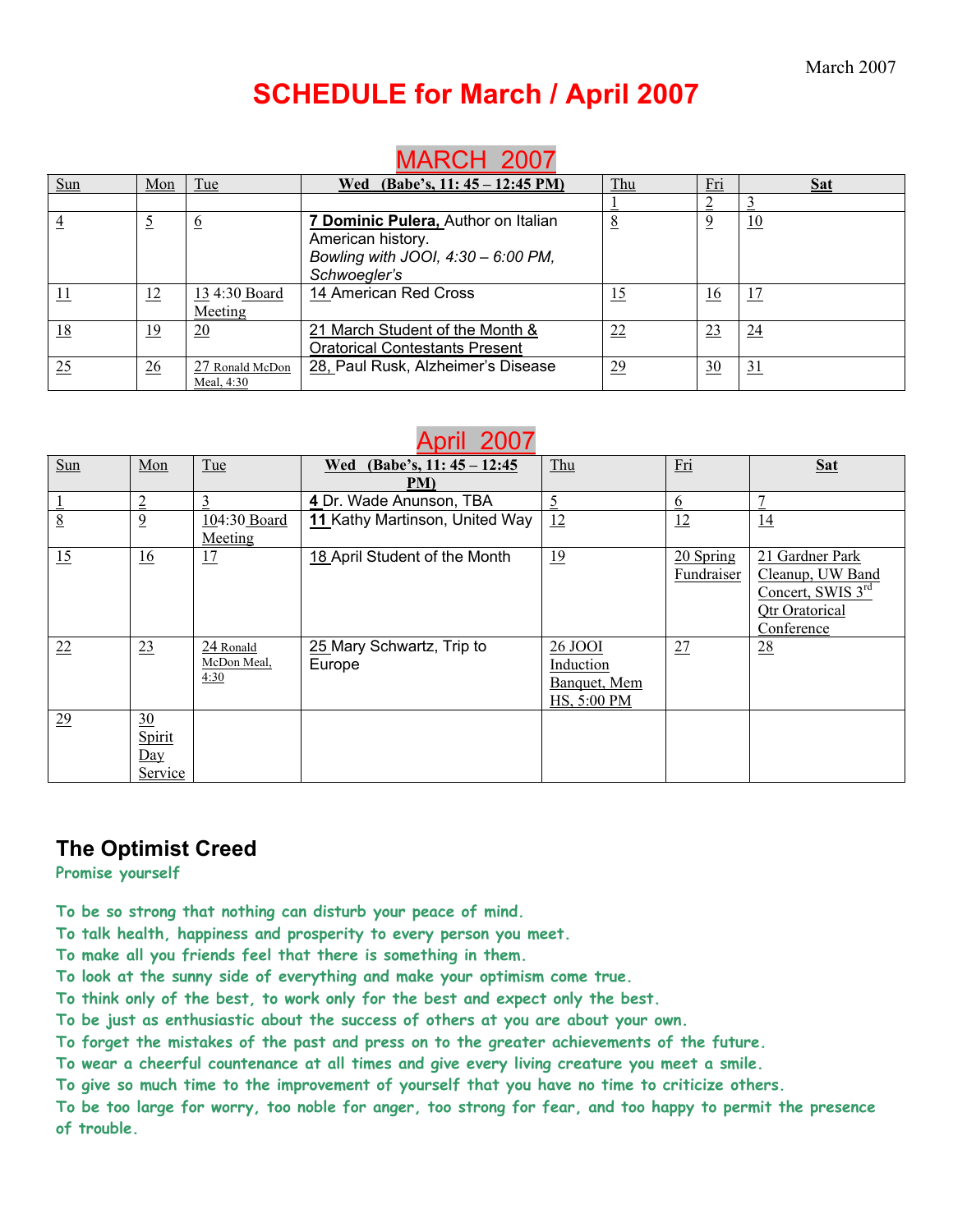March 2007

# SCHEDULE for March / April 2007

## MARCH 2007

| Sun | Mon | Tue | Wed (Babe's, 11: 45 – 12:45 PM) | Thu | Fri | Sat |
|---|---|---|---|---|---|---|
| | | | | 1 | 2 | 3 |
| 4 | 5 | 6 | **7 Dominic Pulera,** Author on Italian American history. *Bowling with JOOI, 4:30 – 6:00 PM, Schwoegler's* | 8 | 9 | 10 |
| 11 | 12 | 13 4:30 Board Meeting | 14 American Red Cross | 15 | 16 | 17 |
| 18 | 19 | 20 | 21 March Student of the Month & Oratorical Contestants Present | 22 | 23 | 24 |
| 25 | 26 | 27 Ronald McDon Meal, 4:30 | 28, Paul Rusk, Alzheimer's Disease | 29 | 30 | 31 |

## April 2007

| Sun | Mon | Tue | Wed (Babe's, 11: 45 – 12:45 PM) | Thu | Fri | Sat |
|---|---|---|---|---|---|---|
| 1 | 2 | 3 | **4** Dr. Wade Anunson, TBA | 5 | 6 | 7 |
| 8 | 9 | 104:30 Board Meeting | **11** Kathy Martinson, United Way | 12 | 12 | 14 |
| 15 | 16 | 17 | 18 April Student of the Month | 19 | 20 Spring Fundraiser | 21 Gardner Park Cleanup, UW Band Concert, SWIS 3rd Qtr Oratorical Conference |
| 22 | 23 | 24 Ronald McDon Meal, 4:30 | 25 Mary Schwartz, Trip to Europe | 26 JOOI Induction Banquet, Mem HS, 5:00 PM | 27 | 28 |
| 29 | 30 Spirit Day Service | | | | | |

## The Optimist Creed

Promise yourself

To be so strong that nothing can disturb your peace of mind.
To talk health, happiness and prosperity to every person you meet.
To make all you friends feel that there is something in them.
To look at the sunny side of everything and make your optimism come true.
To think only of the best, to work only for the best and expect only the best.
To be just as enthusiastic about the success of others at you are about your own.
To forget the mistakes of the past and press on to the greater achievements of the future.
To wear a cheerful countenance at all times and give every living creature you meet a smile.
To give so much time to the improvement of yourself that you have no time to criticize others.
To be too large for worry, too noble for anger, too strong for fear, and too happy to permit the presence of trouble.